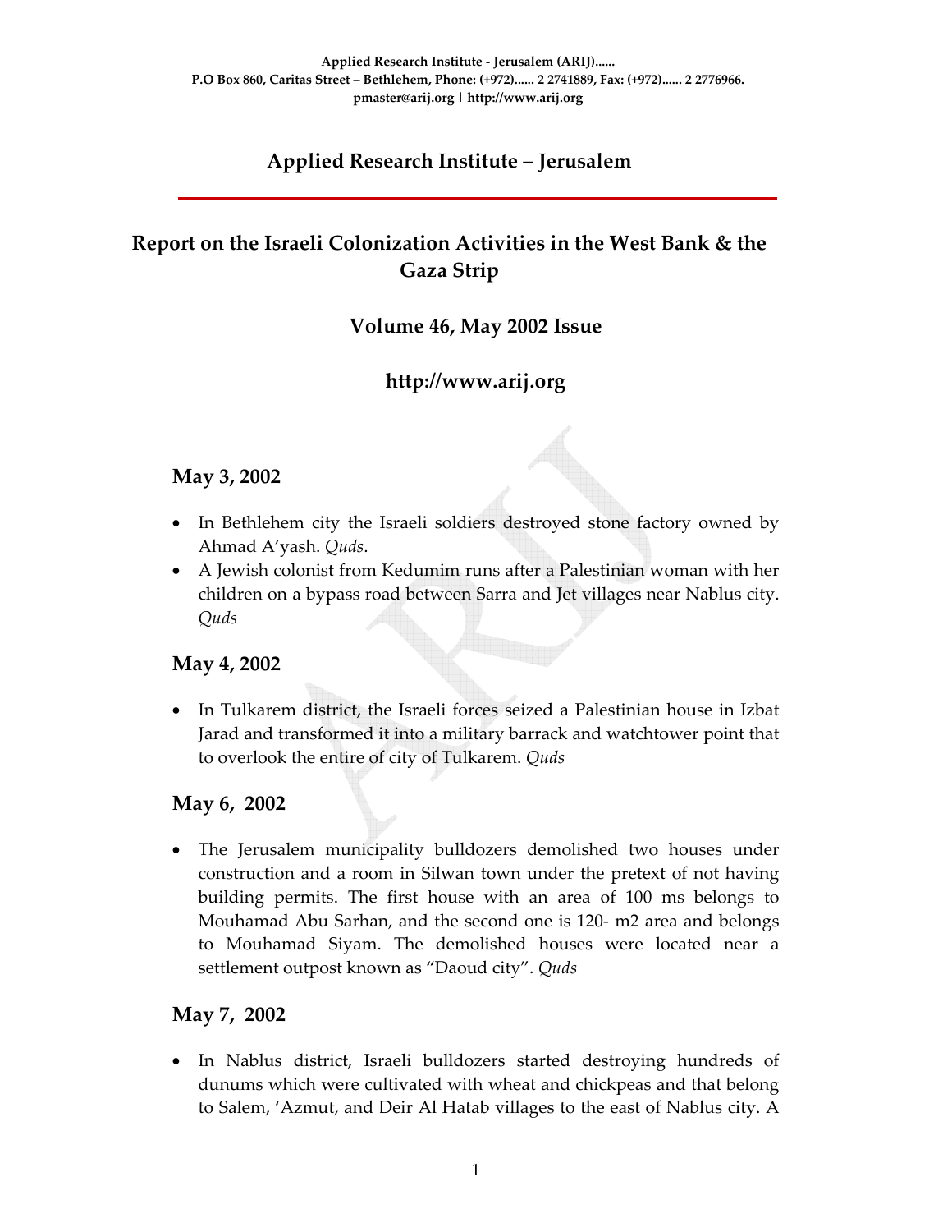# Applied Research Institute – Jerusalem

## Report on the Israeli Colonization Activities in the West Bank & the Gaza Strip

### Volume 46, May 2002 Issue

### http://www.arij.org

### May 3, 2002

- In Bethlehem city the Israeli soldiers destroyed stone factory owned by Ahmad A'yash. *Quds*.
- A Jewish colonist from Kedumim runs after a Palestinian woman with her children on a bypass road between Sarra and Jet villages near Nablus city. *Quds*

### May 4, 2002

- In Tulkarem district, the Israeli forces seized a Palestinian house in Izbat Jarad and transformed it into a military barrack and watchtower point that to overlook the entire of city of Tulkarem. *Quds*

### May 6, 2002

- The Jerusalem municipality bulldozers demolished two houses under construction and a room in Silwan town under the pretext of not having building permits. The first house with an area of 100 ms belongs to Mouhamad Abu Sarhan, and the second one is 120- m2 area and belongs to Mouhamad Siyam. The demolished houses were located near a settlement outpost known as "Daoud city". *Quds*

### May 7, 2002

- In Nablus district, Israeli bulldozers started destroying hundreds of dunums which were cultivated with wheat and chickpeas and that belong to Salem, 'Azmut, and Deir Al Hatab villages to the east of Nablus city. A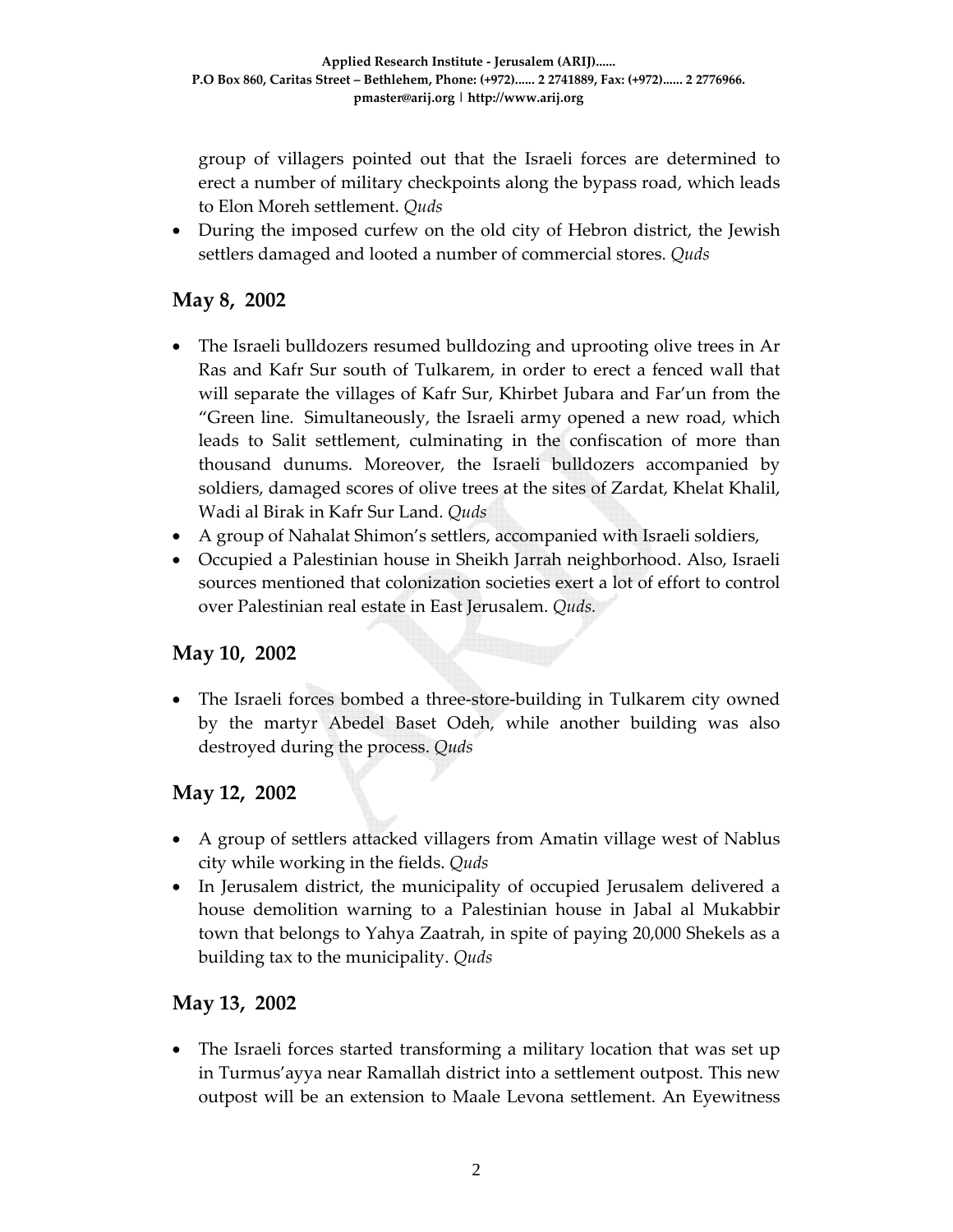group of villagers pointed out that the Israeli forces are determined to erect a number of military checkpoints along the bypass road, which leads to Elon Moreh settlement. *Quds*

- During the imposed curfew on the old city of Hebron district, the Jewish settlers damaged and looted a number of commercial stores. *Quds*

## May 8, 2002

- The Israeli bulldozers resumed bulldozing and uprooting olive trees in Ar Ras and Kafr Sur south of Tulkarem, in order to erect a fenced wall that will separate the villages of Kafr Sur, Khirbet Jubara and Far'un from the "Green line. Simultaneously, the Israeli army opened a new road, which leads to Salit settlement, culminating in the confiscation of more than thousand dunums. Moreover, the Israeli bulldozers accompanied by soldiers, damaged scores of olive trees at the sites of Zardat, Khelat Khalil, Wadi al Birak in Kafr Sur Land. *Quds*
- A group of Nahalat Shimon's settlers, accompanied with Israeli soldiers,
- Occupied a Palestinian house in Sheikh Jarrah neighborhood. Also, Israeli sources mentioned that colonization societies exert a lot of effort to control over Palestinian real estate in East Jerusalem. *Quds.*

## May 10, 2002

- The Israeli forces bombed a three-store-building in Tulkarem city owned by the martyr Abedel Baset Odeh, while another building was also destroyed during the process. *Quds*

## May 12, 2002

- A group of settlers attacked villagers from Amatin village west of Nablus city while working in the fields. *Quds*
- In Jerusalem district, the municipality of occupied Jerusalem delivered a house demolition warning to a Palestinian house in Jabal al Mukabbir town that belongs to Yahya Zaatrah, in spite of paying 20,000 Shekels as a building tax to the municipality. *Quds*

## May 13, 2002

- The Israeli forces started transforming a military location that was set up in Turmus'ayya near Ramallah district into a settlement outpost. This new outpost will be an extension to Maale Levona settlement. An Eyewitness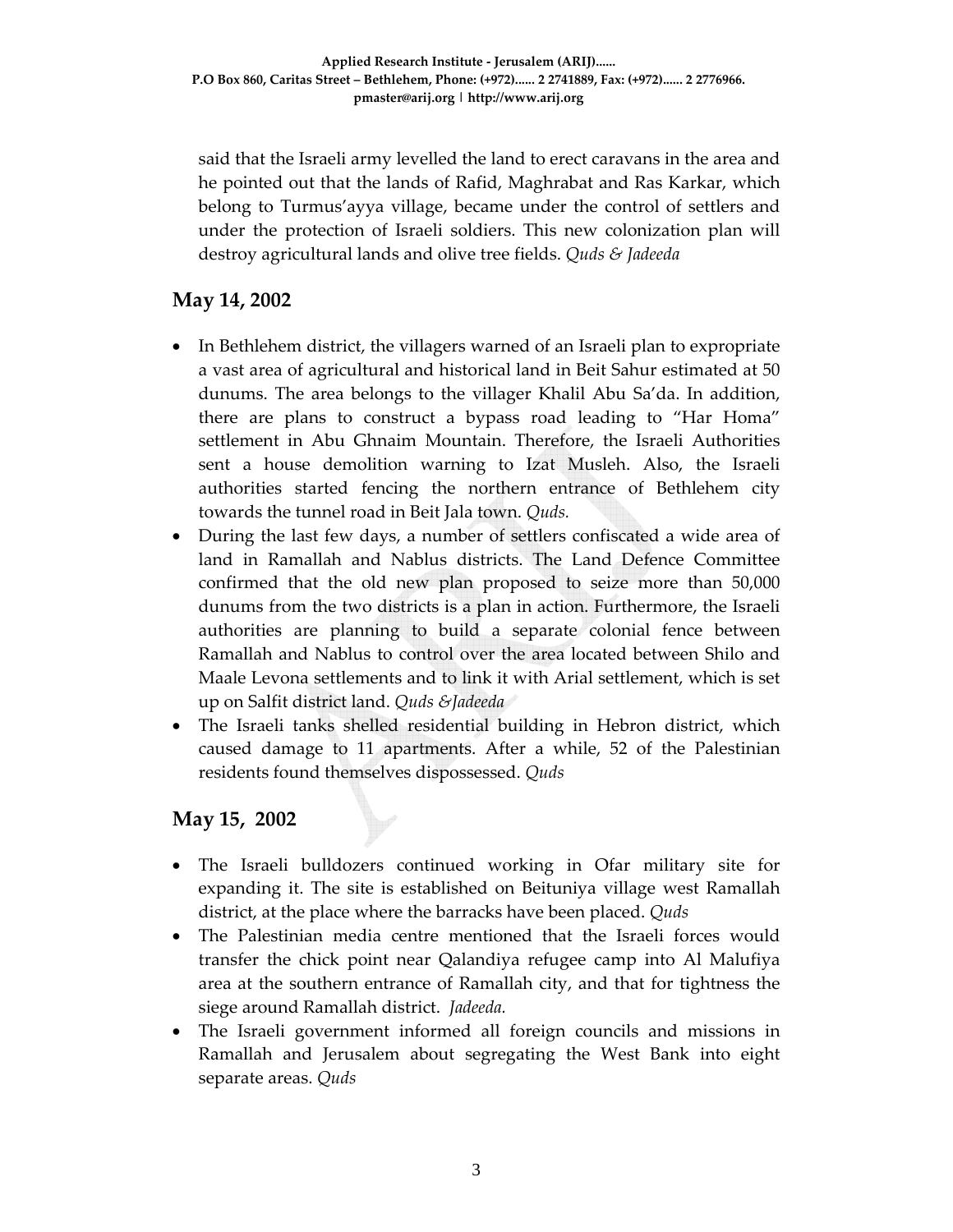said that the Israeli army levelled the land to erect caravans in the area and he pointed out that the lands of Rafid, Maghrabat and Ras Karkar, which belong to Turmus'ayya village, became under the control of settlers and under the protection of Israeli soldiers. This new colonization plan will destroy agricultural lands and olive tree fields. *Quds & Jadeeda*

## May 14, 2002

- In Bethlehem district, the villagers warned of an Israeli plan to expropriate a vast area of agricultural and historical land in Beit Sahur estimated at 50 dunums. The area belongs to the villager Khalil Abu Sa'da. In addition, there are plans to construct a bypass road leading to "Har Homa" settlement in Abu Ghnaim Mountain. Therefore, the Israeli Authorities sent a house demolition warning to Izat Musleh. Also, the Israeli authorities started fencing the northern entrance of Bethlehem city towards the tunnel road in Beit Jala town. *Quds.*
- During the last few days, a number of settlers confiscated a wide area of land in Ramallah and Nablus districts. The Land Defence Committee confirmed that the old new plan proposed to seize more than 50,000 dunums from the two districts is a plan in action. Furthermore, the Israeli authorities are planning to build a separate colonial fence between Ramallah and Nablus to control over the area located between Shilo and Maale Levona settlements and to link it with Arial settlement, which is set up on Salfit district land. *Quds &Jadeeda*
- The Israeli tanks shelled residential building in Hebron district, which caused damage to 11 apartments. After a while, 52 of the Palestinian residents found themselves dispossessed. *Quds*

## May 15, 2002

- The Israeli bulldozers continued working in Ofar military site for expanding it. The site is established on Beituniya village west Ramallah district, at the place where the barracks have been placed. *Quds*
- The Palestinian media centre mentioned that the Israeli forces would transfer the chick point near Qalandiya refugee camp into Al Malufiya area at the southern entrance of Ramallah city, and that for tightness the siege around Ramallah district. *Jadeeda.*
- The Israeli government informed all foreign councils and missions in Ramallah and Jerusalem about segregating the West Bank into eight separate areas. *Quds*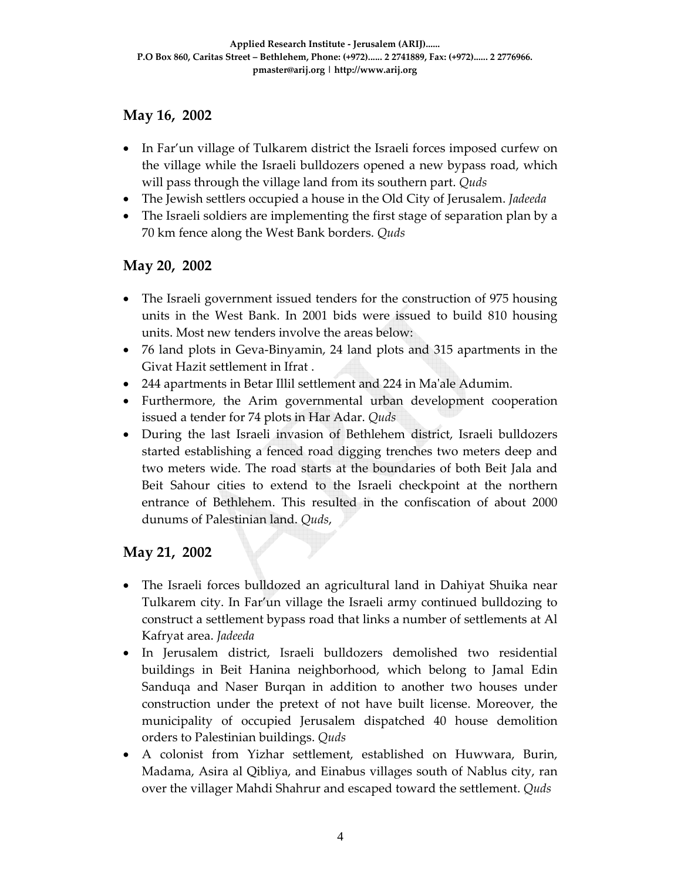## May 16, 2002

- In Far'un village of Tulkarem district the Israeli forces imposed curfew on the village while the Israeli bulldozers opened a new bypass road, which will pass through the village land from its southern part. *Quds*
- The Jewish settlers occupied a house in the Old City of Jerusalem. *Jadeeda*
- The Israeli soldiers are implementing the first stage of separation plan by a 70 km fence along the West Bank borders. *Quds*

## May 20, 2002

- The Israeli government issued tenders for the construction of 975 housing units in the West Bank. In 2001 bids were issued to build 810 housing units. Most new tenders involve the areas below:
- 76 land plots in Geva-Binyamin, 24 land plots and 315 apartments in the Givat Hazit settlement in Ifrat .
- 244 apartments in Betar Illil settlement and 224 in Ma'ale Adumim.
- Furthermore, the Arim governmental urban development cooperation issued a tender for 74 plots in Har Adar. *Quds*
- During the last Israeli invasion of Bethlehem district, Israeli bulldozers started establishing a fenced road digging trenches two meters deep and two meters wide. The road starts at the boundaries of both Beit Jala and Beit Sahour cities to extend to the Israeli checkpoint at the northern entrance of Bethlehem. This resulted in the confiscation of about 2000 dunums of Palestinian land. *Quds*,

## May 21, 2002

- The Israeli forces bulldozed an agricultural land in Dahiyat Shuika near Tulkarem city. In Far'un village the Israeli army continued bulldozing to construct a settlement bypass road that links a number of settlements at Al Kafryat area. *Jadeeda*
- In Jerusalem district, Israeli bulldozers demolished two residential buildings in Beit Hanina neighborhood, which belong to Jamal Edin Sanduqa and Naser Burqan in addition to another two houses under construction under the pretext of not have built license. Moreover, the municipality of occupied Jerusalem dispatched 40 house demolition orders to Palestinian buildings. *Quds*
- A colonist from Yizhar settlement, established on Huwwara, Burin, Madama, Asira al Qibliya, and Einabus villages south of Nablus city, ran over the villager Mahdi Shahrur and escaped toward the settlement. *Quds*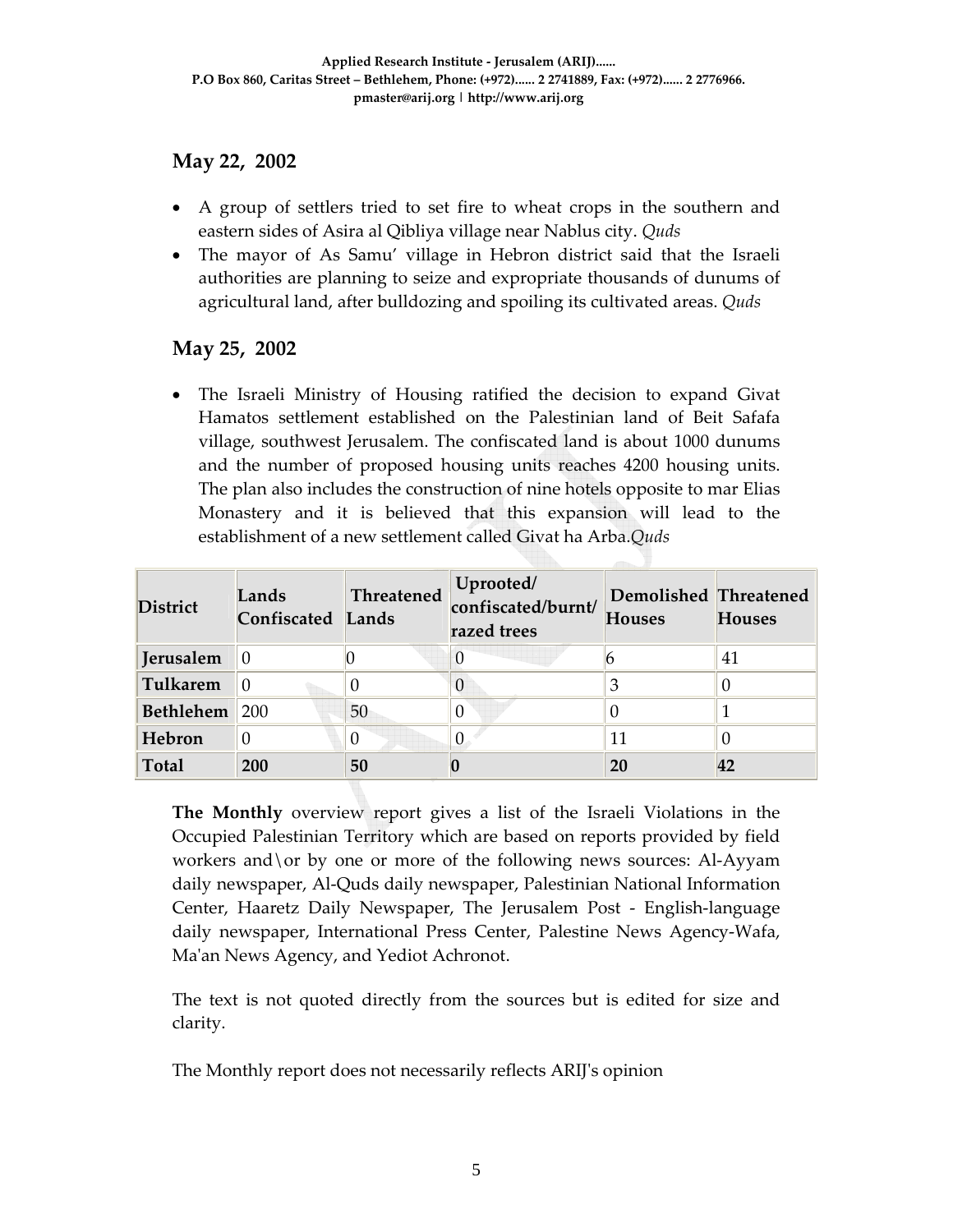## May 22, 2002

- A group of settlers tried to set fire to wheat crops in the southern and eastern sides of Asira al Qibliya village near Nablus city. *Quds*
- The mayor of As Samu' village in Hebron district said that the Israeli authorities are planning to seize and expropriate thousands of dunums of agricultural land, after bulldozing and spoiling its cultivated areas. *Quds*

## May 25, 2002

- The Israeli Ministry of Housing ratified the decision to expand Givat Hamatos settlement established on the Palestinian land of Beit Safafa village, southwest Jerusalem. The confiscated land is about 1000 dunums and the number of proposed housing units reaches 4200 housing units. The plan also includes the construction of nine hotels opposite to mar Elias Monastery and it is believed that this expansion will lead to the establishment of a new settlement called Givat ha Arba.*Quds*

| District | Lands Confiscated | Threatened Lands | Uprooted/ confiscated/burnt/ razed trees | Demolished Houses | Threatened Houses |
|---|---|---|---|---|---|
| **Jerusalem** | 0 | 0 | 0 | 6 | 41 |
| **Tulkarem** | 0 | 0 | 0 | 3 | 0 |
| **Bethlehem** | 200 | 50 | 0 | 0 | 1 |
| **Hebron** | 0 | 0 | 0 | 11 | 0 |
| **Total** | **200** | **50** | **0** | **20** | **42** |

**The Monthly** overview report gives a list of the Israeli Violations in the Occupied Palestinian Territory which are based on reports provided by field workers and\or by one or more of the following news sources: Al-Ayyam daily newspaper, Al-Quds daily newspaper, Palestinian National Information Center, Haaretz Daily Newspaper, The Jerusalem Post - English-language daily newspaper, International Press Center, Palestine News Agency-Wafa, Ma'an News Agency, and Yediot Achronot.

The text is not quoted directly from the sources but is edited for size and clarity.

The Monthly report does not necessarily reflects ARIJ's opinion